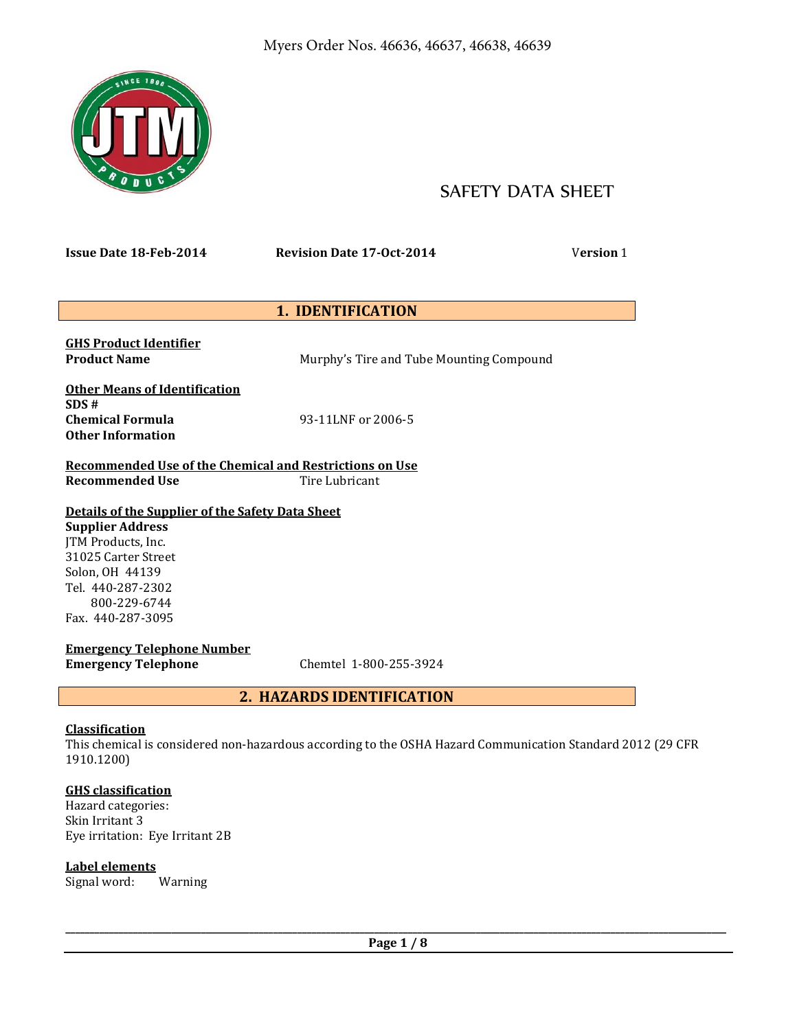Myers Order Nos. 46636, 46637, 46638, 46639

# SAFETY DATA SHEET

**Issue Date 18-Feb-2014** **Revision Date 17-Oct-2014** **Version** 1

## 1. IDENTIFICATION

**GHS Product Identifier**
**Product Name** Murphy's Tire and Tube Mounting Compound

**Other Means of Identification**
**SDS #**
**Chemical Formula** 93-11LNF or 2006-5
**Other Information**

**Recommended Use of the Chemical and Restrictions on Use**
**Recommended Use** Tire Lubricant

**Details of the Supplier of the Safety Data Sheet**
**Supplier Address**
JTM Products, Inc.
31025 Carter Street
Solon, OH 44139
Tel. 440-287-2302
800-229-6744
Fax. 440-287-3095

**Emergency Telephone Number**
**Emergency Telephone** Chemtel 1-800-255-3924

## 2. HAZARDS IDENTIFICATION

**Classification**
This chemical is considered non-hazardous according to the OSHA Hazard Communication Standard 2012 (29 CFR 1910.1200)

**GHS classification**
Hazard categories:
Skin Irritant 3
Eye irritation: Eye Irritant 2B

**Label elements**
Signal word: Warning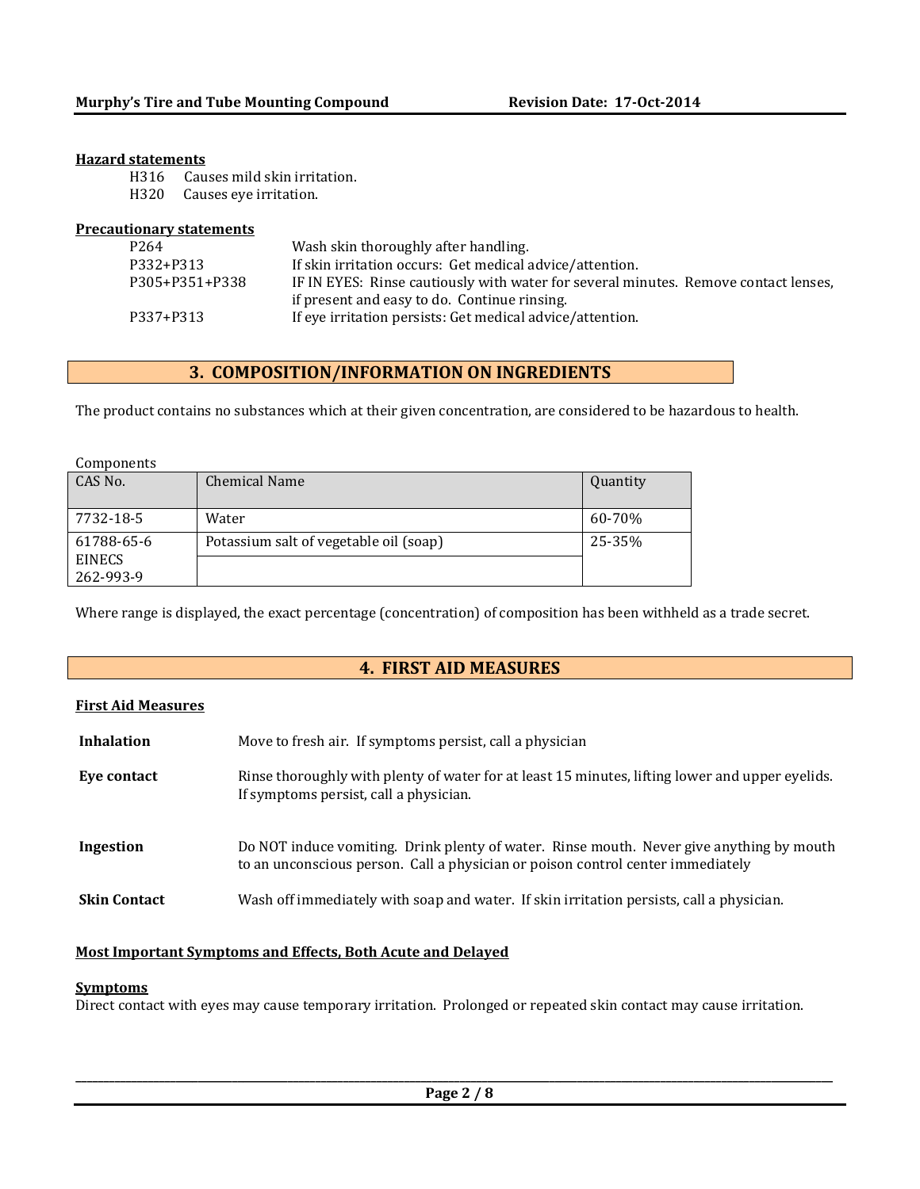**Hazard statements**

H316 Causes mild skin irritation.
H320 Causes eye irritation.

**Precautionary statements**

| | |
|---|---|
| P264 | Wash skin thoroughly after handling. |
| P332+P313 | If skin irritation occurs: Get medical advice/attention. |
| P305+P351+P338 | IF IN EYES: Rinse cautiously with water for several minutes. Remove contact lenses, if present and easy to do. Continue rinsing. |
| P337+P313 | If eye irritation persists: Get medical advice/attention. |

## 3. COMPOSITION/INFORMATION ON INGREDIENTS

The product contains no substances which at their given concentration, are considered to be hazardous to health.

Components

| CAS No. | Chemical Name | Quantity |
|---|---|---|
| 7732-18-5 | Water | 60-70% |
| 61788-65-6 EINECS 262-993-9 | Potassium salt of vegetable oil (soap) | 25-35% |

Where range is displayed, the exact percentage (concentration) of composition has been withheld as a trade secret.

## 4. FIRST AID MEASURES

**First Aid Measures**

**Inhalation** Move to fresh air. If symptoms persist, call a physician

**Eye contact** Rinse thoroughly with plenty of water for at least 15 minutes, lifting lower and upper eyelids. If symptoms persist, call a physician.

**Ingestion** Do NOT induce vomiting. Drink plenty of water. Rinse mouth. Never give anything by mouth to an unconscious person. Call a physician or poison control center immediately

**Skin Contact** Wash off immediately with soap and water. If skin irritation persists, call a physician.

**Most Important Symptoms and Effects, Both Acute and Delayed**

**Symptoms**

Direct contact with eyes may cause temporary irritation. Prolonged or repeated skin contact may cause irritation.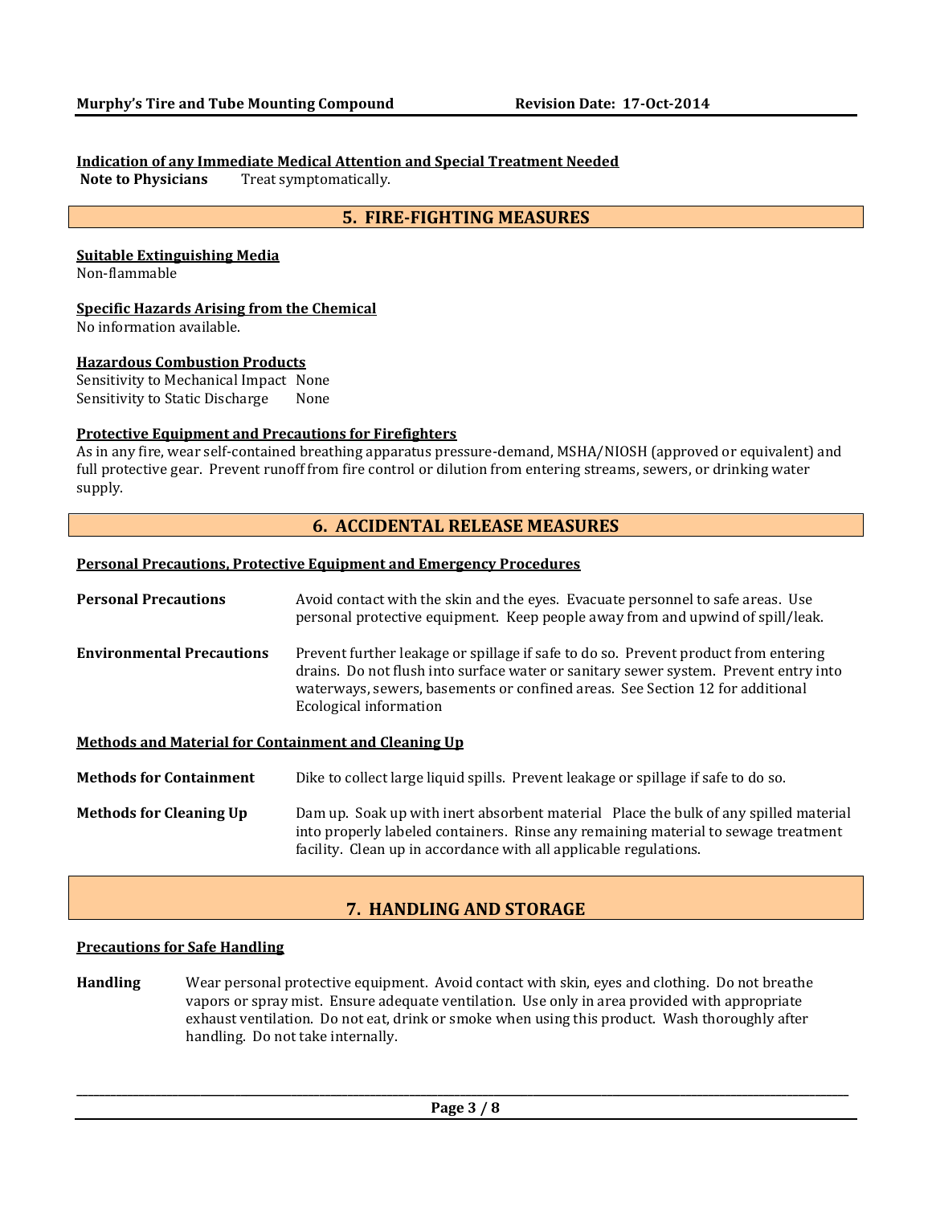**Indication of any Immediate Medical Attention and Special Treatment Needed**

**Note to Physicians** Treat symptomatically.

## 5. FIRE-FIGHTING MEASURES

**Suitable Extinguishing Media**

Non-flammable

**Specific Hazards Arising from the Chemical**

No information available.

**Hazardous Combustion Products**

Sensitivity to Mechanical Impact None

Sensitivity to Static Discharge None

**Protective Equipment and Precautions for Firefighters**

As in any fire, wear self-contained breathing apparatus pressure-demand, MSHA/NIOSH (approved or equivalent) and full protective gear. Prevent runoff from fire control or dilution from entering streams, sewers, or drinking water supply.

## 6. ACCIDENTAL RELEASE MEASURES

**Personal Precautions, Protective Equipment and Emergency Procedures**

**Personal Precautions** Avoid contact with the skin and the eyes. Evacuate personnel to safe areas. Use personal protective equipment. Keep people away from and upwind of spill/leak.

**Environmental Precautions** Prevent further leakage or spillage if safe to do so. Prevent product from entering drains. Do not flush into surface water or sanitary sewer system. Prevent entry into waterways, sewers, basements or confined areas. See Section 12 for additional Ecological information

**Methods and Material for Containment and Cleaning Up**

**Methods for Containment** Dike to collect large liquid spills. Prevent leakage or spillage if safe to do so.

**Methods for Cleaning Up** Dam up. Soak up with inert absorbent material Place the bulk of any spilled material into properly labeled containers. Rinse any remaining material to sewage treatment facility. Clean up in accordance with all applicable regulations.

## 7. HANDLING AND STORAGE

**Precautions for Safe Handling**

**Handling** Wear personal protective equipment. Avoid contact with skin, eyes and clothing. Do not breathe vapors or spray mist. Ensure adequate ventilation. Use only in area provided with appropriate exhaust ventilation. Do not eat, drink or smoke when using this product. Wash thoroughly after handling. Do not take internally.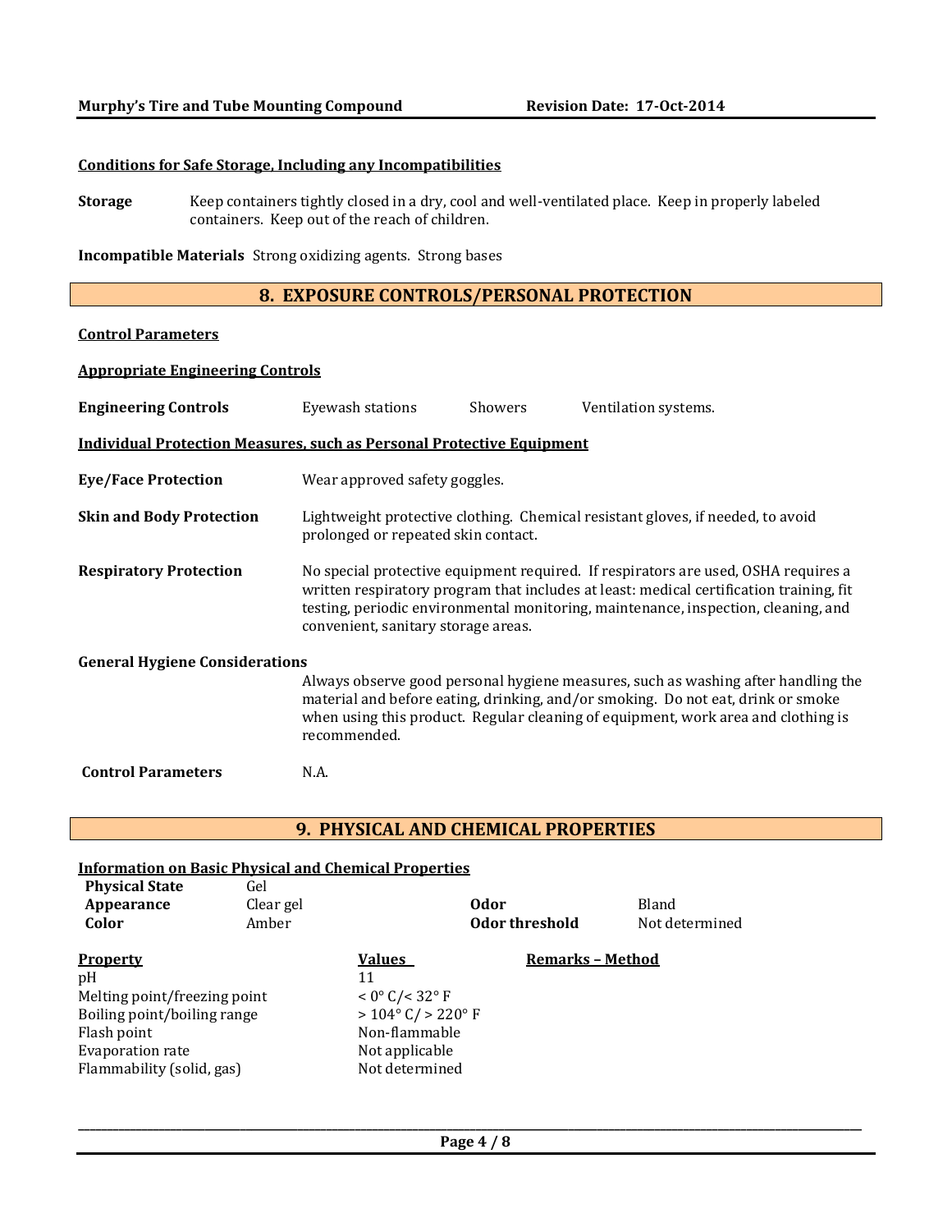**Conditions for Safe Storage, Including any Incompatibilities**

**Storage** Keep containers tightly closed in a dry, cool and well-ventilated place. Keep in properly labeled containers. Keep out of the reach of children.

**Incompatible Materials** Strong oxidizing agents. Strong bases

## 8. EXPOSURE CONTROLS/PERSONAL PROTECTION

**Control Parameters**

**Appropriate Engineering Controls**

**Engineering Controls** Eyewash stations Showers Ventilation systems.

**Individual Protection Measures, such as Personal Protective Equipment**

**Eye/Face Protection** Wear approved safety goggles.

**Skin and Body Protection** Lightweight protective clothing. Chemical resistant gloves, if needed, to avoid prolonged or repeated skin contact.

**Respiratory Protection** No special protective equipment required. If respirators are used, OSHA requires a written respiratory program that includes at least: medical certification training, fit testing, periodic environmental monitoring, maintenance, inspection, cleaning, and convenient, sanitary storage areas.

**General Hygiene Considerations**

Always observe good personal hygiene measures, such as washing after handling the material and before eating, drinking, and/or smoking. Do not eat, drink or smoke when using this product. Regular cleaning of equipment, work area and clothing is recommended.

**Control Parameters** N.A.

## 9. PHYSICAL AND CHEMICAL PROPERTIES

**Information on Basic Physical and Chemical Properties**

| | | | |
|---|---|---|---|
| **Physical State** | Gel | | |
| **Appearance** | Clear gel | **Odor** | Bland |
| **Color** | Amber | **Odor threshold** | Not determined |

| Property | Values | Remarks – Method |
|---|---|---|
| pH | 11 | |
| Melting point/freezing point | < 0° C/< 32° F | |
| Boiling point/boiling range | > 104° C/ > 220° F | |
| Flash point | Non-flammable | |
| Evaporation rate | Not applicable | |
| Flammability (solid, gas) | Not determined | |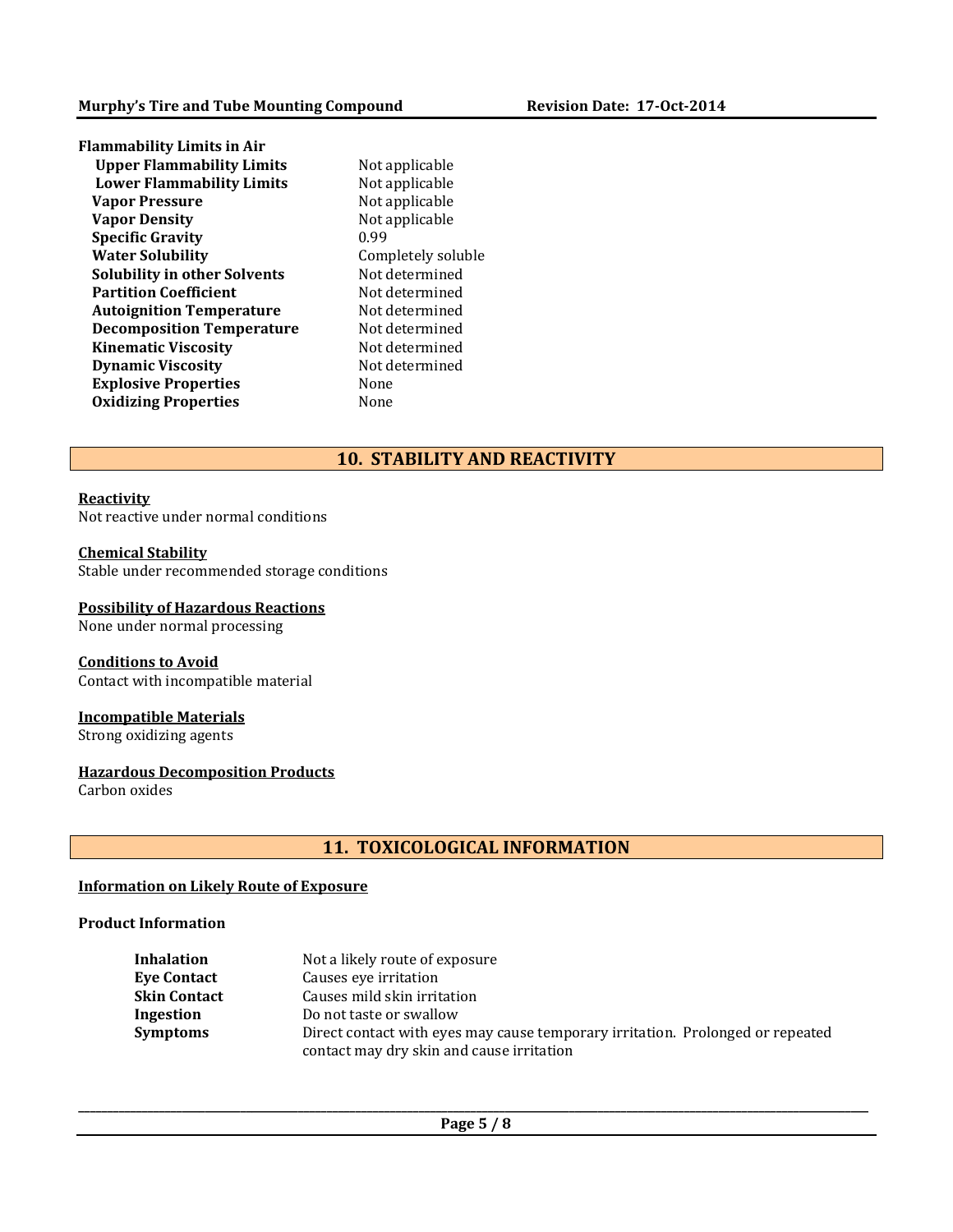**Flammability Limits in Air**

| | |
|---|---|
| **Upper Flammability Limits** | Not applicable |
| **Lower Flammability Limits** | Not applicable |
| **Vapor Pressure** | Not applicable |
| **Vapor Density** | Not applicable |
| **Specific Gravity** | 0.99 |
| **Water Solubility** | Completely soluble |
| **Solubility in other Solvents** | Not determined |
| **Partition Coefficient** | Not determined |
| **Autoignition Temperature** | Not determined |
| **Decomposition Temperature** | Not determined |
| **Kinematic Viscosity** | Not determined |
| **Dynamic Viscosity** | Not determined |
| **Explosive Properties** | None |
| **Oxidizing Properties** | None |

## 10. STABILITY AND REACTIVITY

**Reactivity**
Not reactive under normal conditions

**Chemical Stability**
Stable under recommended storage conditions

**Possibility of Hazardous Reactions**
None under normal processing

**Conditions to Avoid**
Contact with incompatible material

**Incompatible Materials**
Strong oxidizing agents

**Hazardous Decomposition Products**
Carbon oxides

## 11. TOXICOLOGICAL INFORMATION

**Information on Likely Route of Exposure**

**Product Information**

| | |
|---|---|
| **Inhalation** | Not a likely route of exposure |
| **Eye Contact** | Causes eye irritation |
| **Skin Contact** | Causes mild skin irritation |
| **Ingestion** | Do not taste or swallow |
| **Symptoms** | Direct contact with eyes may cause temporary irritation. Prolonged or repeated contact may dry skin and cause irritation |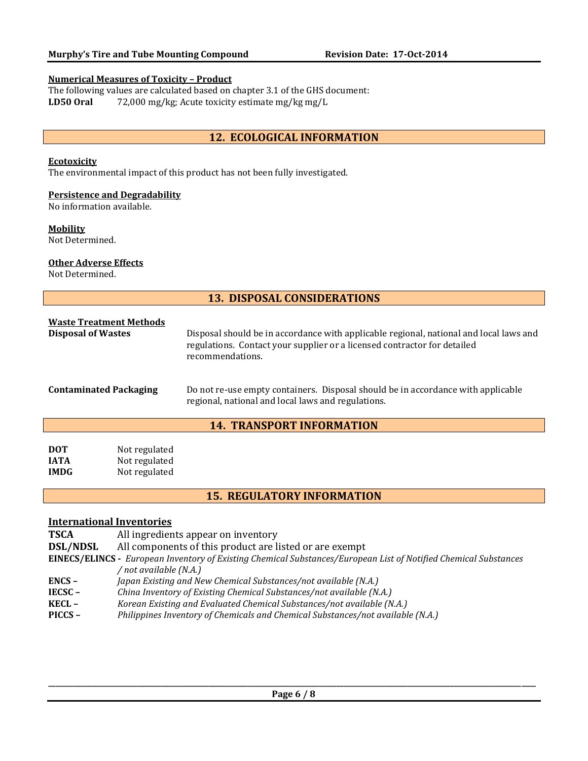**Numerical Measures of Toxicity – Product**

The following values are calculated based on chapter 3.1 of the GHS document:

**LD50 Oral** 72,000 mg/kg; Acute toxicity estimate mg/kg mg/L

## 12. ECOLOGICAL INFORMATION

**Ecotoxicity**

The environmental impact of this product has not been fully investigated.

**Persistence and Degradability**

No information available.

**Mobility**

Not Determined.

**Other Adverse Effects**

Not Determined.

## 13. DISPOSAL CONSIDERATIONS

**Waste Treatment Methods**

| | |
|---|---|
| **Disposal of Wastes** | Disposal should be in accordance with applicable regional, national and local laws and regulations. Contact your supplier or a licensed contractor for detailed recommendations. |
| **Contaminated Packaging** | Do not re-use empty containers. Disposal should be in accordance with applicable regional, national and local laws and regulations. |

## 14. TRANSPORT INFORMATION

| | |
|---|---|
| **DOT** | Not regulated |
| **IATA** | Not regulated |
| **IMDG** | Not regulated |

## 15. REGULATORY INFORMATION

**International Inventories**

| | |
|---|---|
| **TSCA** | All ingredients appear on inventory |
| **DSL/NDSL** | All components of this product are listed or are exempt |
| **EINECS/ELINCS -** | *European Inventory of Existing Chemical Substances/European List of Notified Chemical Substances / not available (N.A.)* |
| **ENCS –** | *Japan Existing and New Chemical Substances/not available (N.A.)* |
| **IECSC –** | *China Inventory of Existing Chemical Substances/not available (N.A.)* |
| **KECL –** | *Korean Existing and Evaluated Chemical Substances/not available (N.A.)* |
| **PICCS –** | *Philippines Inventory of Chemicals and Chemical Substances/not available (N.A.)* |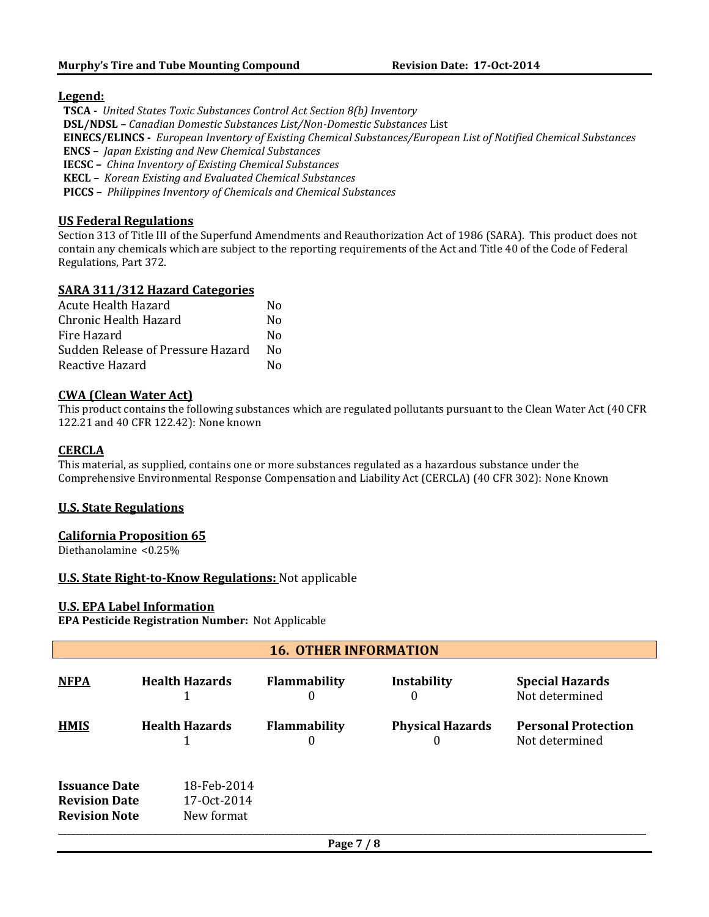**Legend:**

**TSCA -** *United States Toxic Substances Control Act Section 8(b) Inventory*
**DSL/NDSL –** *Canadian Domestic Substances List/Non-Domestic Substances* List
**EINECS/ELINCS -** *European Inventory of Existing Chemical Substances/European List of Notified Chemical Substances*
**ENCS –** *Japan Existing and New Chemical Substances*
**IECSC –** *China Inventory of Existing Chemical Substances*
**KECL –** *Korean Existing and Evaluated Chemical Substances*
**PICCS –** *Philippines Inventory of Chemicals and Chemical Substances*

**US Federal Regulations**

Section 313 of Title III of the Superfund Amendments and Reauthorization Act of 1986 (SARA). This product does not contain any chemicals which are subject to the reporting requirements of the Act and Title 40 of the Code of Federal Regulations, Part 372.

**SARA 311/312 Hazard Categories**

| | |
|---|---|
| Acute Health Hazard | No |
| Chronic Health Hazard | No |
| Fire Hazard | No |
| Sudden Release of Pressure Hazard | No |
| Reactive Hazard | No |

**CWA (Clean Water Act)**

This product contains the following substances which are regulated pollutants pursuant to the Clean Water Act (40 CFR 122.21 and 40 CFR 122.42): None known

**CERCLA**

This material, as supplied, contains one or more substances regulated as a hazardous substance under the Comprehensive Environmental Response Compensation and Liability Act (CERCLA) (40 CFR 302): None Known

**U.S. State Regulations**

**California Proposition 65**

Diethanolamine <0.25%

**U.S. State Right-to-Know Regulations:** Not applicable

**U.S. EPA Label Information**

**EPA Pesticide Registration Number:** Not Applicable

## 16. OTHER INFORMATION

| | | | | |
|---|---|---|---|---|
| **NFPA** | **Health Hazards** 1 | **Flammability** 0 | **Instability** 0 | **Special Hazards** Not determined |
| **HMIS** | **Health Hazards** 1 | **Flammability** 0 | **Physical Hazards** 0 | **Personal Protection** Not determined |

| | |
|---|---|
| **Issuance Date** | 18-Feb-2014 |
| **Revision Date** | 17-Oct-2014 |
| **Revision Note** | New format |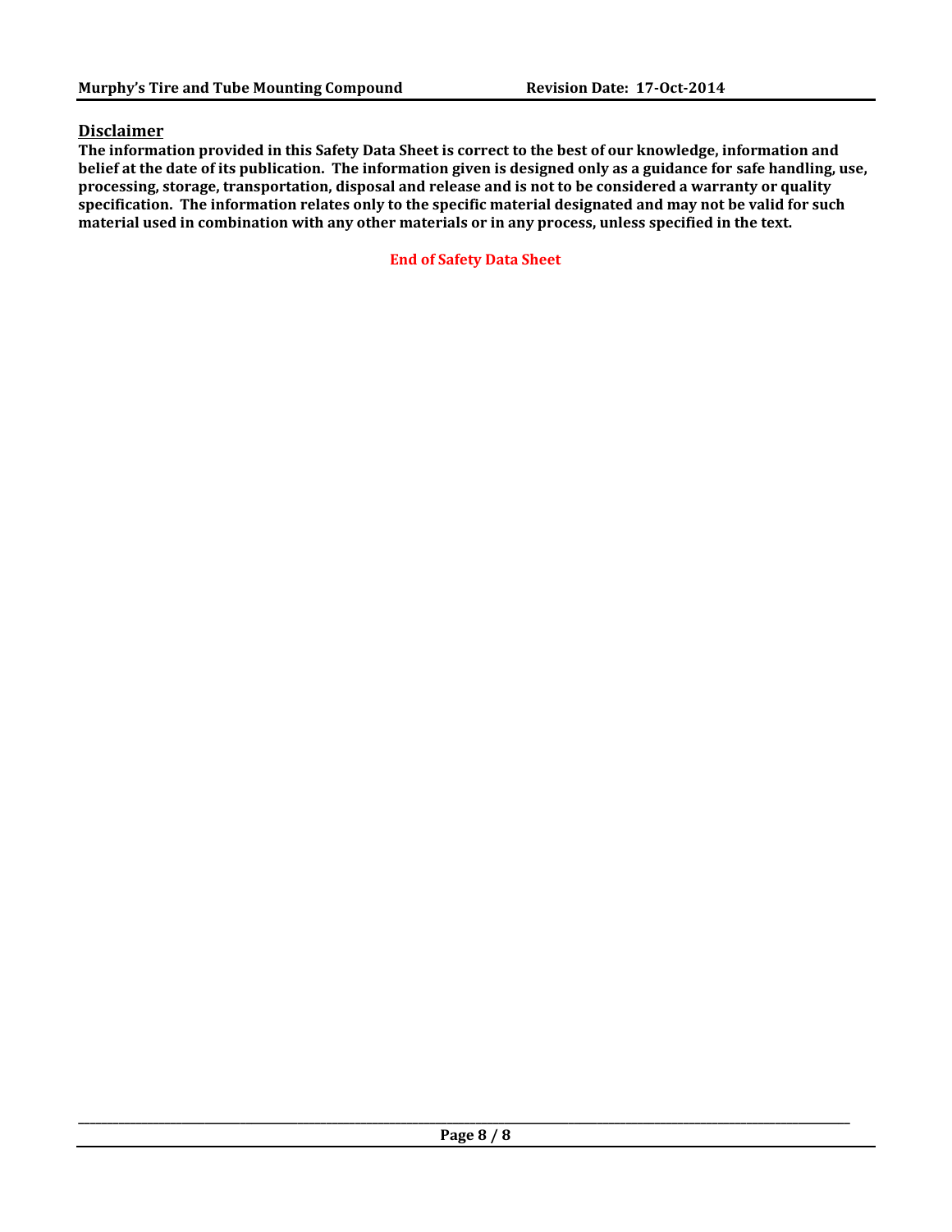## Disclaimer

**The information provided in this Safety Data Sheet is correct to the best of our knowledge, information and belief at the date of its publication. The information given is designed only as a guidance for safe handling, use, processing, storage, transportation, disposal and release and is not to be considered a warranty or quality specification. The information relates only to the specific material designated and may not be valid for such material used in combination with any other materials or in any process, unless specified in the text.**

**End of Safety Data Sheet**